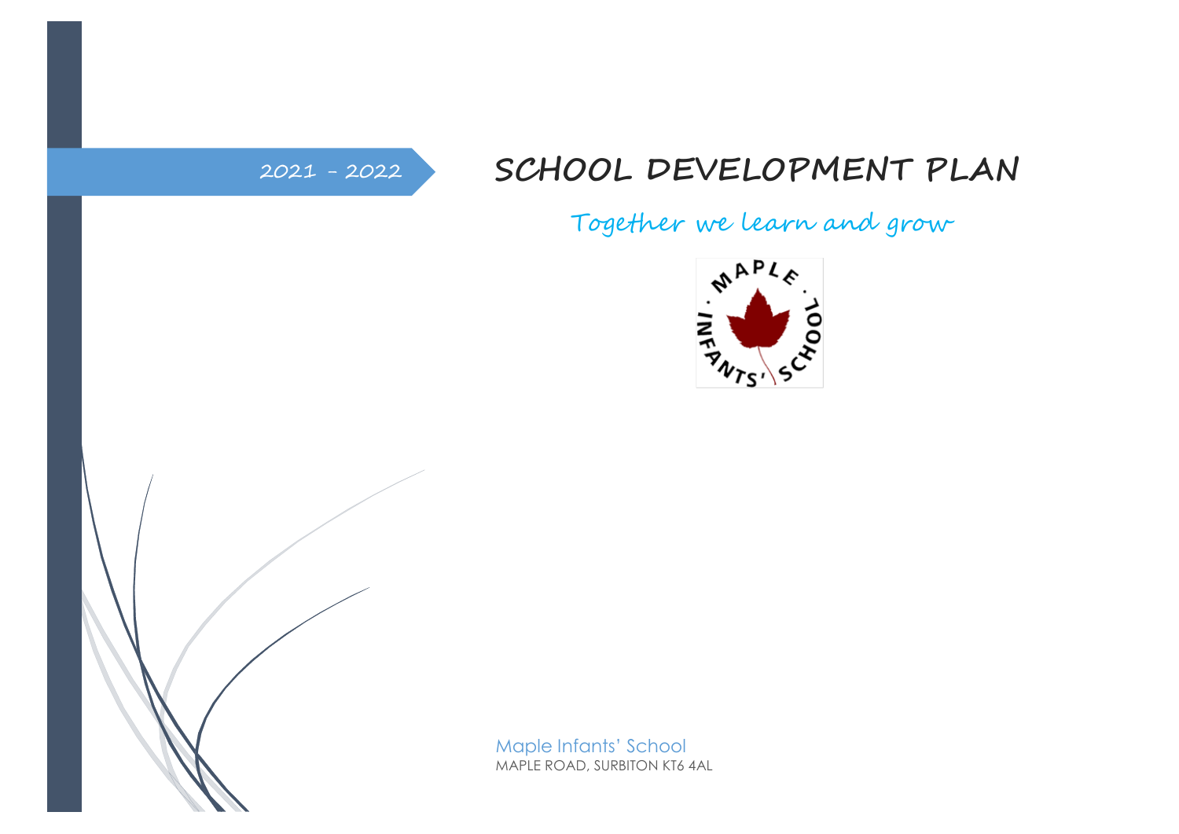2021 - 2022

# SCHOOL DEVELOPMENT PLAN

Together we learn and grow

Maple Infants' School
MAPLE ROAD, SURBITON KT6 4AL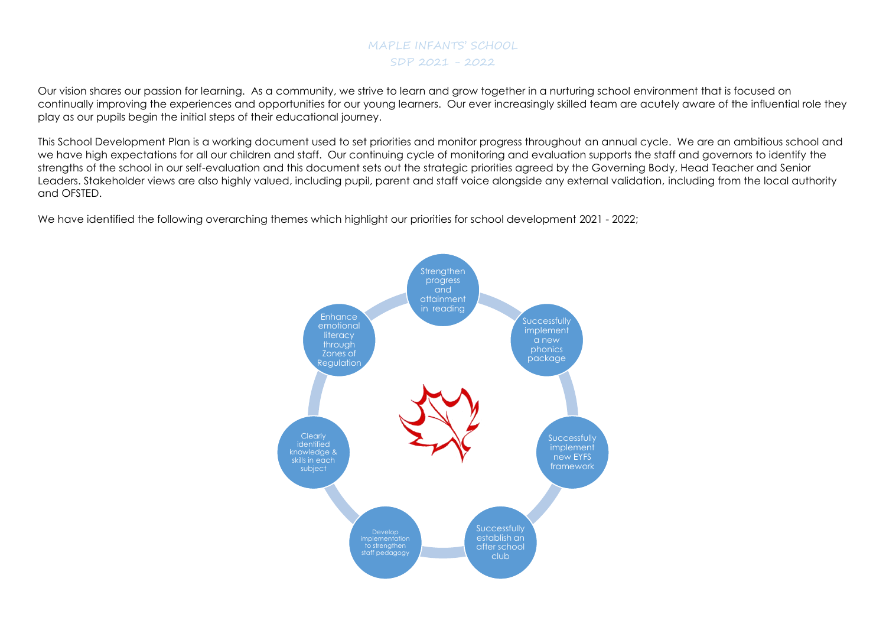# MAPLE INFANTS' SCHOOL

## SDP 2021 – 2022

Our vision shares our passion for learning. As a community, we strive to learn and grow together in a nurturing school environment that is focused on continually improving the experiences and opportunities for our young learners. Our ever increasingly skilled team are acutely aware of the influential role they play as our pupils begin the initial steps of their educational journey.

This School Development Plan is a working document used to set priorities and monitor progress throughout an annual cycle. We are an ambitious school and we have high expectations for all our children and staff. Our continuing cycle of monitoring and evaluation supports the staff and governors to identify the strengths of the school in our self-evaluation and this document sets out the strategic priorities agreed by the Governing Body, Head Teacher and Senior Leaders. Stakeholder views are also highly valued, including pupil, parent and staff voice alongside any external validation, including from the local authority and OFSTED.

We have identified the following overarching themes which highlight our priorities for school development 2021 - 2022;

- Strengthen progress and attainment in reading
- Successfully implement a new phonics package
- Successfully implement new EYFS framework
- Successfully establish an after school club
- Develop implementation to strengthen staff pedagogy
- Clearly identified knowledge & skills in each subject
- Enhance emotional literacy through Zones of Regulation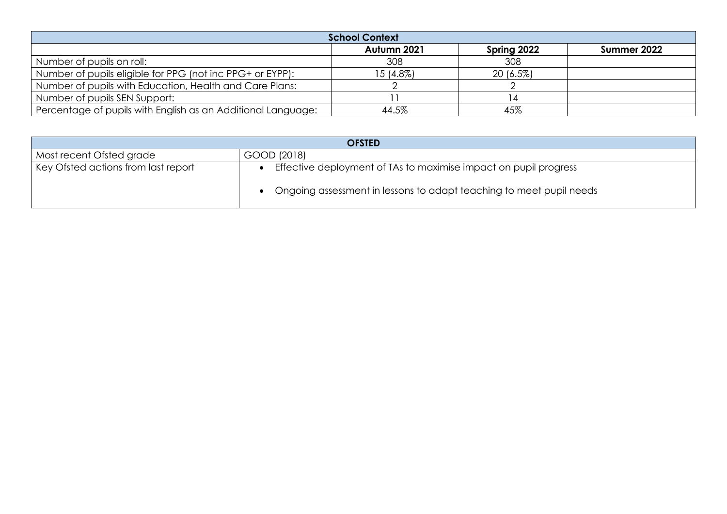| School Context | | | |
|---|---|---|---|
| | **Autumn 2021** | **Spring 2022** | **Summer 2022** |
| Number of pupils on roll: | 308 | 308 | |
| Number of pupils eligible for PPG (not inc PPG+ or EYPP): | 15 (4.8%) | 20 (6.5%) | |
| Number of pupils with Education, Health and Care Plans: | 2 | 2 | |
| Number of pupils SEN Support: | 11 | 14 | |
| Percentage of pupils with English as an Additional Language: | 44.5% | 45% | |

| OFSTED | |
|---|---|
| Most recent Ofsted grade | GOOD (2018) |
| Key Ofsted actions from last report | • Effective deployment of TAs to maximise impact on pupil progress<br>• Ongoing assessment in lessons to adapt teaching to meet pupil needs |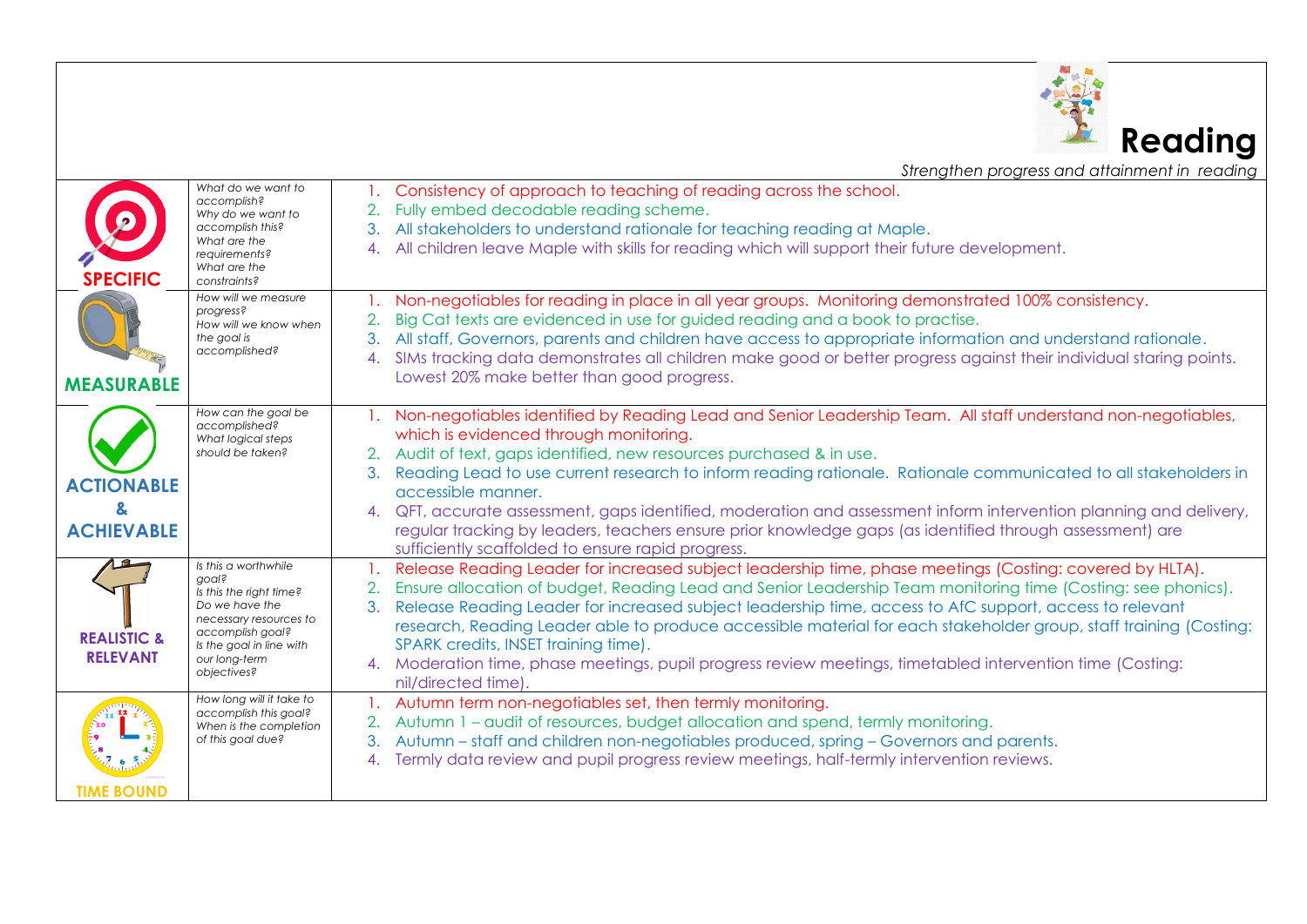# Reading

*Strengthen progress and attainment in reading*

| | | |
|---|---|---|
| **SPECIFIC** | *What do we want to accomplish? Why do we want to accomplish this? What are the requirements? What are the constraints?* | 1. Consistency of approach to teaching of reading across the school.<br>2. Fully embed decodable reading scheme.<br>3. All stakeholders to understand rationale for teaching reading at Maple.<br>4. All children leave Maple with skills for reading which will support their future development. |
| **MEASURABLE** | *How will we measure progress? How will we know when the goal is accomplished?* | 1. Non-negotiables for reading in place in all year groups. Monitoring demonstrated 100% consistency.<br>2. Big Cat texts are evidenced in use for guided reading and a book to practise.<br>3. All staff, Governors, parents and children have access to appropriate information and understand rationale.<br>4. SIMs tracking data demonstrates all children make good or better progress against their individual staring points. Lowest 20% make better than good progress. |
| **ACTIONABLE & ACHIEVABLE** | *How can the goal be accomplished? What logical steps should be taken?* | 1. Non-negotiables identified by Reading Lead and Senior Leadership Team. All staff understand non-negotiables, which is evidenced through monitoring.<br>2. Audit of text, gaps identified, new resources purchased & in use.<br>3. Reading Lead to use current research to inform reading rationale. Rationale communicated to all stakeholders in accessible manner.<br>4. QFT, accurate assessment, gaps identified, moderation and assessment inform intervention planning and delivery, regular tracking by leaders, teachers ensure prior knowledge gaps (as identified through assessment) are sufficiently scaffolded to ensure rapid progress. |
| **REALISTIC & RELEVANT** | *Is this a worthwhile goal? Is this the right time? Do we have the necessary resources to accomplish goal? Is the goal in line with our long-term objectives?* | 1. Release Reading Leader for increased subject leadership time, phase meetings (Costing: covered by HLTA).<br>2. Ensure allocation of budget, Reading Lead and Senior Leadership Team monitoring time (Costing: see phonics).<br>3. Release Reading Leader for increased subject leadership time, access to AfC support, access to relevant research, Reading Leader able to produce accessible material for each stakeholder group, staff training (Costing: SPARK credits, INSET training time).<br>4. Moderation time, phase meetings, pupil progress review meetings, timetabled intervention time (Costing: nil/directed time). |
| **TIME BOUND** | *How long will it take to accomplish this goal? When is the completion of this goal due?* | 1. Autumn term non-negotiables set, then termly monitoring.<br>2. Autumn 1 – audit of resources, budget allocation and spend, termly monitoring.<br>3. Autumn – staff and children non-negotiables produced, spring – Governors and parents.<br>4. Termly data review and pupil progress review meetings, half-termly intervention reviews. |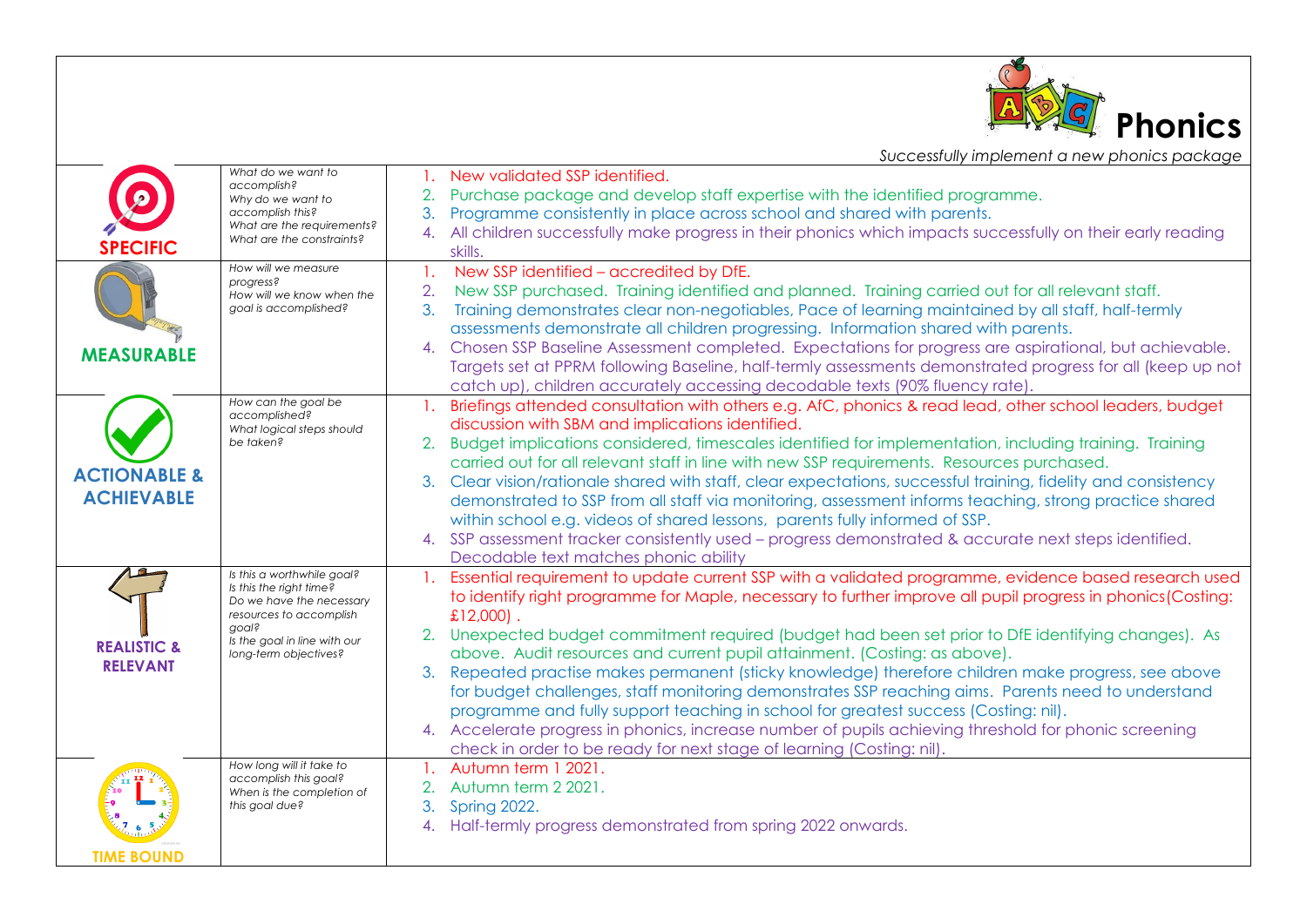# Phonics

*Successfully implement a new phonics package*

| | | |
|---|---|---|
| **SPECIFIC** | *What do we want to accomplish? Why do we want to accomplish this? What are the requirements? What are the constraints?* | 1. New validated SSP identified.<br>2. Purchase package and develop staff expertise with the identified programme.<br>3. Programme consistently in place across school and shared with parents.<br>4. All children successfully make progress in their phonics which impacts successfully on their early reading skills. |
| **MEASURABLE** | *How will we measure progress? How will we know when the goal is accomplished?* | 1. New SSP identified – accredited by DfE.<br>2. New SSP purchased. Training identified and planned. Training carried out for all relevant staff.<br>3. Training demonstrates clear non-negotiables, Pace of learning maintained by all staff, half-termly assessments demonstrate all children progressing. Information shared with parents.<br>4. Chosen SSP Baseline Assessment completed. Expectations for progress are aspirational, but achievable. Targets set at PPRM following Baseline, half-termly assessments demonstrated progress for all (keep up not catch up), children accurately accessing decodable texts (90% fluency rate). |
| **ACTIONABLE & ACHIEVABLE** | *How can the goal be accomplished? What logical steps should be taken?* | 1. Briefings attended consultation with others e.g. AfC, phonics & read lead, other school leaders, budget discussion with SBM and implications identified.<br>2. Budget implications considered, timescales identified for implementation, including training. Training carried out for all relevant staff in line with new SSP requirements. Resources purchased.<br>3. Clear vision/rationale shared with staff, clear expectations, successful training, fidelity and consistency demonstrated to SSP from all staff via monitoring, assessment informs teaching, strong practice shared within school e.g. videos of shared lessons, parents fully informed of SSP.<br>4. SSP assessment tracker consistently used – progress demonstrated & accurate next steps identified. Decodable text matches phonic ability |
| **REALISTIC & RELEVANT** | *Is this a worthwhile goal? Is this the right time? Do we have the necessary resources to accomplish goal? Is the goal in line with our long-term objectives?* | 1. Essential requirement to update current SSP with a validated programme, evidence based research used to identify right programme for Maple, necessary to further improve all pupil progress in phonics(Costing: £12,000) .<br>2. Unexpected budget commitment required (budget had been set prior to DfE identifying changes). As above. Audit resources and current pupil attainment. (Costing: as above).<br>3. Repeated practise makes permanent (sticky knowledge) therefore children make progress, see above for budget challenges, staff monitoring demonstrates SSP reaching aims. Parents need to understand programme and fully support teaching in school for greatest success (Costing: nil).<br>4. Accelerate progress in phonics, increase number of pupils achieving threshold for phonic screening check in order to be ready for next stage of learning (Costing: nil). |
| **TIME BOUND** | *How long will it take to accomplish this goal? When is the completion of this goal due?* | 1. Autumn term 1 2021.<br>2. Autumn term 2 2021.<br>3. Spring 2022.<br>4. Half-termly progress demonstrated from spring 2022 onwards. |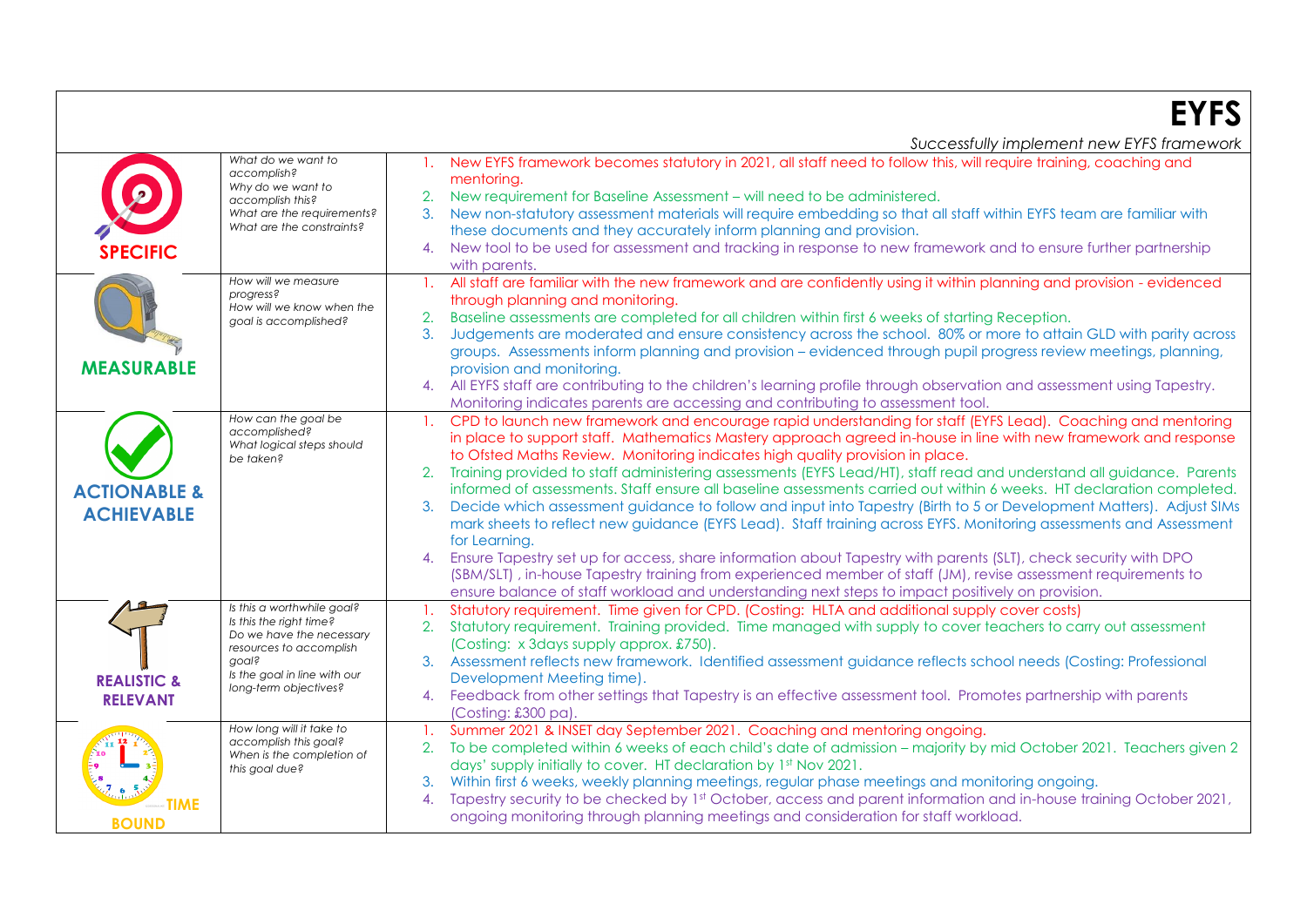# EYFS

*Successfully implement new EYFS framework*

| | | |
|---|---|---|
| **SPECIFIC** | *What do we want to accomplish? Why do we want to accomplish this? What are the requirements? What are the constraints?* | 1. New EYFS framework becomes statutory in 2021, all staff need to follow this, will require training, coaching and mentoring.<br>2. New requirement for Baseline Assessment – will need to be administered.<br>3. New non-statutory assessment materials will require embedding so that all staff within EYFS team are familiar with these documents and they accurately inform planning and provision.<br>4. New tool to be used for assessment and tracking in response to new framework and to ensure further partnership with parents. |
| **MEASURABLE** | *How will we measure progress? How will we know when the goal is accomplished?* | 1. All staff are familiar with the new framework and are confidently using it within planning and provision - evidenced through planning and monitoring.<br>2. Baseline assessments are completed for all children within first 6 weeks of starting Reception.<br>3. Judgements are moderated and ensure consistency across the school. 80% or more to attain GLD with parity across groups. Assessments inform planning and provision – evidenced through pupil progress review meetings, planning, provision and monitoring.<br>4. All EYFS staff are contributing to the children's learning profile through observation and assessment using Tapestry. Monitoring indicates parents are accessing and contributing to assessment tool. |
| **ACTIONABLE & ACHIEVABLE** | *How can the goal be accomplished? What logical steps should be taken?* | 1. CPD to launch new framework and encourage rapid understanding for staff (EYFS Lead). Coaching and mentoring in place to support staff. Mathematics Mastery approach agreed in-house in line with new framework and response to Ofsted Maths Review. Monitoring indicates high quality provision in place.<br>2. Training provided to staff administering assessments (EYFS Lead/HT), staff read and understand all guidance. Parents informed of assessments. Staff ensure all baseline assessments carried out within 6 weeks. HT declaration completed.<br>3. Decide which assessment guidance to follow and input into Tapestry (Birth to 5 or Development Matters). Adjust SIMs mark sheets to reflect new guidance (EYFS Lead). Staff training across EYFS. Monitoring assessments and Assessment for Learning.<br>4. Ensure Tapestry set up for access, share information about Tapestry with parents (SLT), check security with DPO (SBM/SLT) , in-house Tapestry training from experienced member of staff (JM), revise assessment requirements to ensure balance of staff workload and understanding next steps to impact positively on provision. |
| **REALISTIC & RELEVANT** | *Is this a worthwhile goal? Is this the right time? Do we have the necessary resources to accomplish goal? Is the goal in line with our long-term objectives?* | 1. Statutory requirement. Time given for CPD. (Costing: HLTA and additional supply cover costs)<br>2. Statutory requirement. Training provided. Time managed with supply to cover teachers to carry out assessment (Costing: x 3days supply approx. £750).<br>3. Assessment reflects new framework. Identified assessment guidance reflects school needs (Costing: Professional Development Meeting time).<br>4. Feedback from other settings that Tapestry is an effective assessment tool. Promotes partnership with parents (Costing: £300 pa). |
| **TIME BOUND** | *How long will it take to accomplish this goal? When is the completion of this goal due?* | 1. Summer 2021 & INSET day September 2021. Coaching and mentoring ongoing.<br>2. To be completed within 6 weeks of each child's date of admission – majority by mid October 2021. Teachers given 2 days' supply initially to cover. HT declaration by 1st Nov 2021.<br>3. Within first 6 weeks, weekly planning meetings, regular phase meetings and monitoring ongoing.<br>4. Tapestry security to be checked by 1st October, access and parent information and in-house training October 2021, ongoing monitoring through planning meetings and consideration for staff workload. |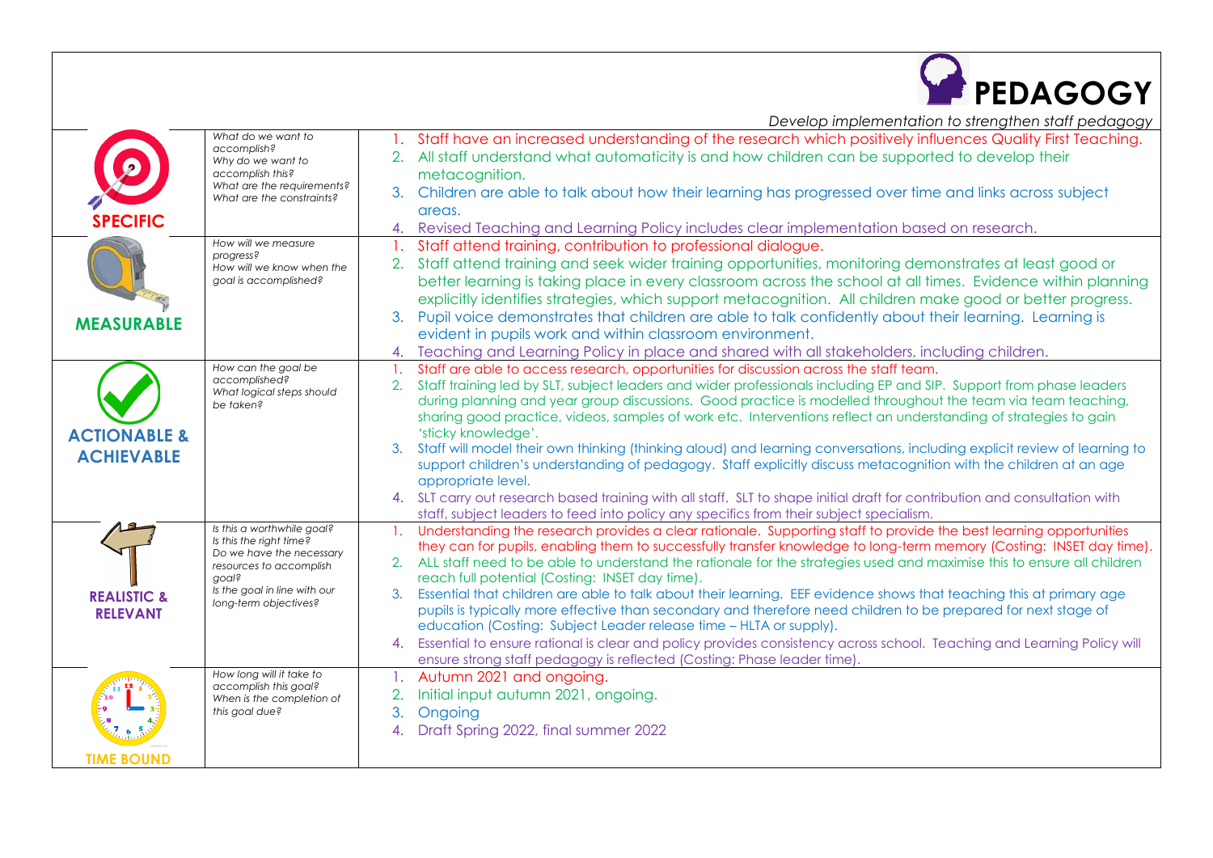# PEDAGOGY

*Develop implementation to strengthen staff pedagogy*

| | | |
|---|---|---|
| **SPECIFIC** | *What do we want to accomplish? Why do we want to accomplish this? What are the requirements? What are the constraints?* | 1. Staff have an increased understanding of the research which positively influences Quality First Teaching.<br>2. All staff understand what automaticity is and how children can be supported to develop their metacognition.<br>3. Children are able to talk about how their learning has progressed over time and links across subject areas.<br>4. Revised Teaching and Learning Policy includes clear implementation based on research. |
| **MEASURABLE** | *How will we measure progress? How will we know when the goal is accomplished?* | 1. Staff attend training, contribution to professional dialogue.<br>2. Staff attend training and seek wider training opportunities, monitoring demonstrates at least good or better learning is taking place in every classroom across the school at all times. Evidence within planning explicitly identifies strategies, which support metacognition. All children make good or better progress.<br>3. Pupil voice demonstrates that children are able to talk confidently about their learning. Learning is evident in pupils work and within classroom environment.<br>4. Teaching and Learning Policy in place and shared with all stakeholders, including children. |
| **ACTIONABLE & ACHIEVABLE** | *How can the goal be accomplished? What logical steps should be taken?* | 1. Staff are able to access research, opportunities for discussion across the staff team.<br>2. Staff training led by SLT, subject leaders and wider professionals including EP and SIP. Support from phase leaders during planning and year group discussions. Good practice is modelled throughout the team via team teaching, sharing good practice, videos, samples of work etc. Interventions reflect an understanding of strategies to gain 'sticky knowledge'.<br>3. Staff will model their own thinking (thinking aloud) and learning conversations, including explicit review of learning to support children's understanding of pedagogy. Staff explicitly discuss metacognition with the children at an age appropriate level.<br>4. SLT carry out research based training with all staff. SLT to shape initial draft for contribution and consultation with staff, subject leaders to feed into policy any specifics from their subject specialism. |
| **REALISTIC & RELEVANT** | *Is this a worthwhile goal? Is this the right time? Do we have the necessary resources to accomplish goal? Is the goal in line with our long-term objectives?* | 1. Understanding the research provides a clear rationale. Supporting staff to provide the best learning opportunities they can for pupils, enabling them to successfully transfer knowledge to long-term memory (Costing: INSET day time).<br>2. ALL staff need to be able to understand the rationale for the strategies used and maximise this to ensure all children reach full potential (Costing: INSET day time).<br>3. Essential that children are able to talk about their learning. EEF evidence shows that teaching this at primary age pupils is typically more effective than secondary and therefore need children to be prepared for next stage of education (Costing: Subject Leader release time – HLTA or supply).<br>4. Essential to ensure rational is clear and policy provides consistency across school. Teaching and Learning Policy will ensure strong staff pedagogy is reflected (Costing: Phase leader time). |
| **TIME BOUND** | *How long will it take to accomplish this goal? When is the completion of this goal due?* | 1. Autumn 2021 and ongoing.<br>2. Initial input autumn 2021, ongoing.<br>3. Ongoing<br>4. Draft Spring 2022, final summer 2022 |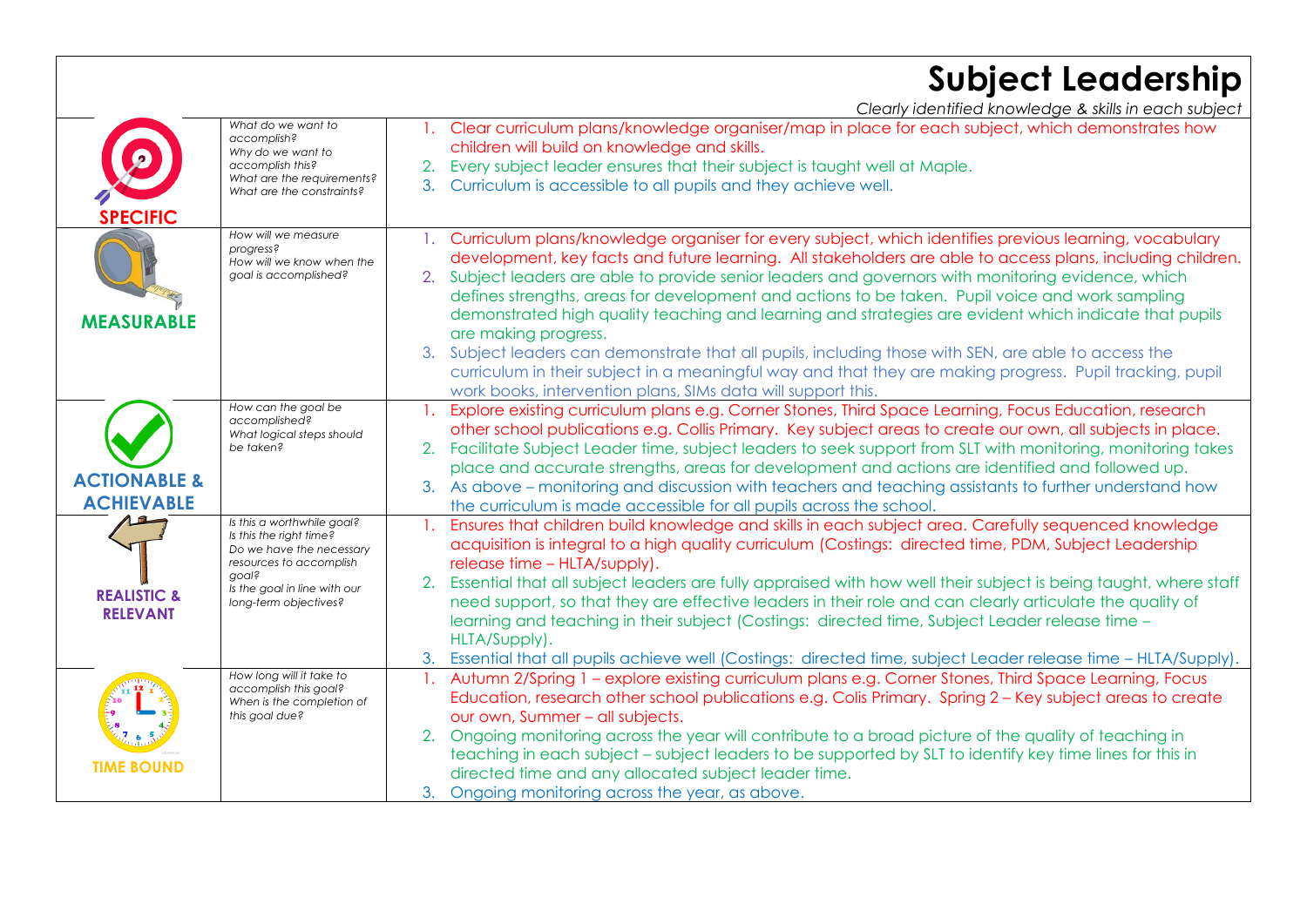# Subject Leadership

*Clearly identified knowledge & skills in each subject*

| | | |
|---|---|---|
| **SPECIFIC** | *What do we want to accomplish? Why do we want to accomplish this? What are the requirements? What are the constraints?* | 1. Clear curriculum plans/knowledge organiser/map in place for each subject, which demonstrates how children will build on knowledge and skills.<br>2. Every subject leader ensures that their subject is taught well at Maple.<br>3. Curriculum is accessible to all pupils and they achieve well. |
| **MEASURABLE** | *How will we measure progress? How will we know when the goal is accomplished?* | 1. Curriculum plans/knowledge organiser for every subject, which identifies previous learning, vocabulary development, key facts and future learning. All stakeholders are able to access plans, including children.<br>2. Subject leaders are able to provide senior leaders and governors with monitoring evidence, which defines strengths, areas for development and actions to be taken. Pupil voice and work sampling demonstrated high quality teaching and learning and strategies are evident which indicate that pupils are making progress.<br>3. Subject leaders can demonstrate that all pupils, including those with SEN, are able to access the curriculum in their subject in a meaningful way and that they are making progress. Pupil tracking, pupil work books, intervention plans, SIMs data will support this. |
| **ACTIONABLE & ACHIEVABLE** | *How can the goal be accomplished? What logical steps should be taken?* | 1. Explore existing curriculum plans e.g. Corner Stones, Third Space Learning, Focus Education, research other school publications e.g. Collis Primary. Key subject areas to create our own, all subjects in place.<br>2. Facilitate Subject Leader time, subject leaders to seek support from SLT with monitoring, monitoring takes place and accurate strengths, areas for development and actions are identified and followed up.<br>3. As above – monitoring and discussion with teachers and teaching assistants to further understand how the curriculum is made accessible for all pupils across the school. |
| **REALISTIC & RELEVANT** | *Is this a worthwhile goal? Is this the right time? Do we have the necessary resources to accomplish goal? Is the goal in line with our long-term objectives?* | 1. Ensures that children build knowledge and skills in each subject area. Carefully sequenced knowledge acquisition is integral to a high quality curriculum (Costings: directed time, PDM, Subject Leadership release time – HLTA/supply).<br>2. Essential that all subject leaders are fully appraised with how well their subject is being taught, where staff need support, so that they are effective leaders in their role and can clearly articulate the quality of learning and teaching in their subject (Costings: directed time, Subject Leader release time – HLTA/Supply).<br>3. Essential that all pupils achieve well (Costings: directed time, subject Leader release time – HLTA/Supply). |
| **TIME BOUND** | *How long will it take to accomplish this goal? When is the completion of this goal due?* | 1. Autumn 2/Spring 1 – explore existing curriculum plans e.g. Corner Stones, Third Space Learning, Focus Education, research other school publications e.g. Colis Primary. Spring 2 – Key subject areas to create our own, Summer – all subjects.<br>2. Ongoing monitoring across the year will contribute to a broad picture of the quality of teaching in teaching in each subject – subject leaders to be supported by SLT to identify key time lines for this in directed time and any allocated subject leader time.<br>3. Ongoing monitoring across the year, as above. |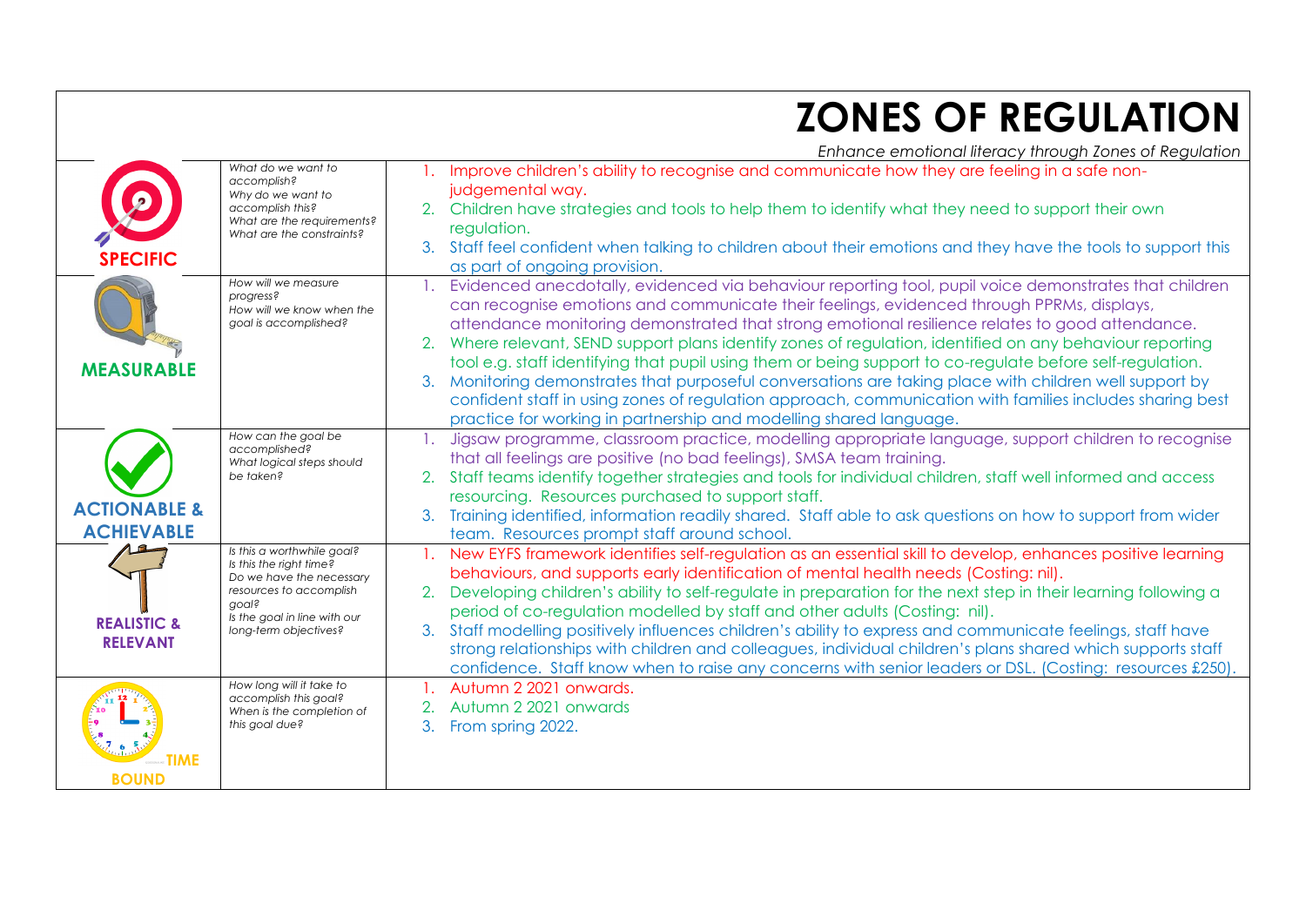# ZONES OF REGULATION

*Enhance emotional literacy through Zones of Regulation*

| | | |
|---|---|---|
| **SPECIFIC** | *What do we want to accomplish? Why do we want to accomplish this? What are the requirements? What are the constraints?* | 1. Improve children's ability to recognise and communicate how they are feeling in a safe non-judgemental way.<br>2. Children have strategies and tools to help them to identify what they need to support their own regulation.<br>3. Staff feel confident when talking to children about their emotions and they have the tools to support this as part of ongoing provision. |
| **MEASURABLE** | *How will we measure progress? How will we know when the goal is accomplished?* | 1. Evidenced anecdotally, evidenced via behaviour reporting tool, pupil voice demonstrates that children can recognise emotions and communicate their feelings, evidenced through PPRMs, displays, attendance monitoring demonstrated that strong emotional resilience relates to good attendance.<br>2. Where relevant, SEND support plans identify zones of regulation, identified on any behaviour reporting tool e.g. staff identifying that pupil using them or being support to co-regulate before self-regulation.<br>3. Monitoring demonstrates that purposeful conversations are taking place with children well support by confident staff in using zones of regulation approach, communication with families includes sharing best practice for working in partnership and modelling shared language. |
| **ACTIONABLE & ACHIEVABLE** | *How can the goal be accomplished? What logical steps should be taken?* | 1. Jigsaw programme, classroom practice, modelling appropriate language, support children to recognise that all feelings are positive (no bad feelings), SMSA team training.<br>2. Staff teams identify together strategies and tools for individual children, staff well informed and access resourcing. Resources purchased to support staff.<br>3. Training identified, information readily shared. Staff able to ask questions on how to support from wider team. Resources prompt staff around school. |
| **REALISTIC & RELEVANT** | *Is this a worthwhile goal? Is this the right time? Do we have the necessary resources to accomplish goal? Is the goal in line with our long-term objectives?* | 1. New EYFS framework identifies self-regulation as an essential skill to develop, enhances positive learning behaviours, and supports early identification of mental health needs (Costing: nil).<br>2. Developing children's ability to self-regulate in preparation for the next step in their learning following a period of co-regulation modelled by staff and other adults (Costing: nil).<br>3. Staff modelling positively influences children's ability to express and communicate feelings, staff have strong relationships with children and colleagues, individual children's plans shared which supports staff confidence. Staff know when to raise any concerns with senior leaders or DSL. (Costing: resources £250). |
| **TIME BOUND** | *How long will it take to accomplish this goal? When is the completion of this goal due?* | 1. Autumn 2 2021 onwards.<br>2. Autumn 2 2021 onwards<br>3. From spring 2022. |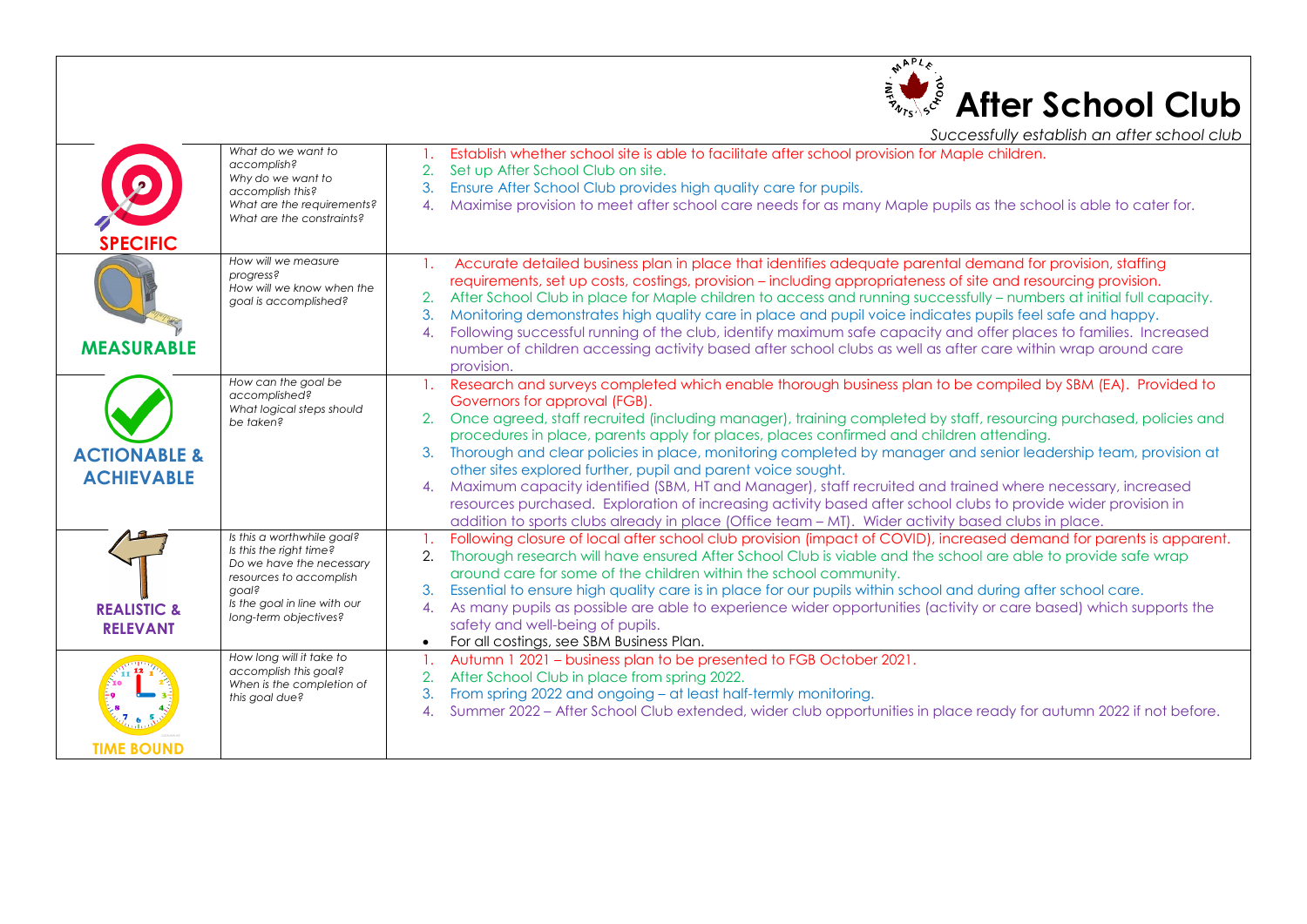# After School Club

*Successfully establish an after school club*

| | | |
|---|---|---|
| **SPECIFIC** | *What do we want to accomplish?*<br>*Why do we want to accomplish this?*<br>*What are the requirements?*<br>*What are the constraints?* | 1. Establish whether school site is able to facilitate after school provision for Maple children.<br>2. Set up After School Club on site.<br>3. Ensure After School Club provides high quality care for pupils.<br>4. Maximise provision to meet after school care needs for as many Maple pupils as the school is able to cater for. |
| **MEASURABLE** | *How will we measure progress?*<br>*How will we know when the goal is accomplished?* | 1. Accurate detailed business plan in place that identifies adequate parental demand for provision, staffing requirements, set up costs, costings, provision – including appropriateness of site and resourcing provision.<br>2. After School Club in place for Maple children to access and running successfully – numbers at initial full capacity.<br>3. Monitoring demonstrates high quality care in place and pupil voice indicates pupils feel safe and happy.<br>4. Following successful running of the club, identify maximum safe capacity and offer places to families. Increased number of children accessing activity based after school clubs as well as after care within wrap around care provision. |
| **ACTIONABLE & ACHIEVABLE** | *How can the goal be accomplished?*<br>*What logical steps should be taken?* | 1. Research and surveys completed which enable thorough business plan to be compiled by SBM (EA). Provided to Governors for approval (FGB).<br>2. Once agreed, staff recruited (including manager), training completed by staff, resourcing purchased, policies and procedures in place, parents apply for places, places confirmed and children attending.<br>3. Thorough and clear policies in place, monitoring completed by manager and senior leadership team, provision at other sites explored further, pupil and parent voice sought.<br>4. Maximum capacity identified (SBM, HT and Manager), staff recruited and trained where necessary, increased resources purchased. Exploration of increasing activity based after school clubs to provide wider provision in addition to sports clubs already in place (Office team – MT). Wider activity based clubs in place. |
| **REALISTIC & RELEVANT** | *Is this a worthwhile goal?*<br>*Is this the right time?*<br>*Do we have the necessary resources to accomplish goal?*<br>*Is the goal in line with our long-term objectives?* | 1. Following closure of local after school club provision (impact of COVID), increased demand for parents is apparent.<br>2. Thorough research will have ensured After School Club is viable and the school are able to provide safe wrap around care for some of the children within the school community.<br>3. Essential to ensure high quality care is in place for our pupils within school and during after school care.<br>4. As many pupils as possible are able to experience wider opportunities (activity or care based) which supports the safety and well-being of pupils.<br>• For all costings, see SBM Business Plan. |
| **TIME BOUND** | *How long will it take to accomplish this goal?*<br>*When is the completion of this goal due?* | 1. Autumn 1 2021 – business plan to be presented to FGB October 2021.<br>2. After School Club in place from spring 2022.<br>3. From spring 2022 and ongoing – at least half-termly monitoring.<br>4. Summer 2022 – After School Club extended, wider club opportunities in place ready for autumn 2022 if not before. |